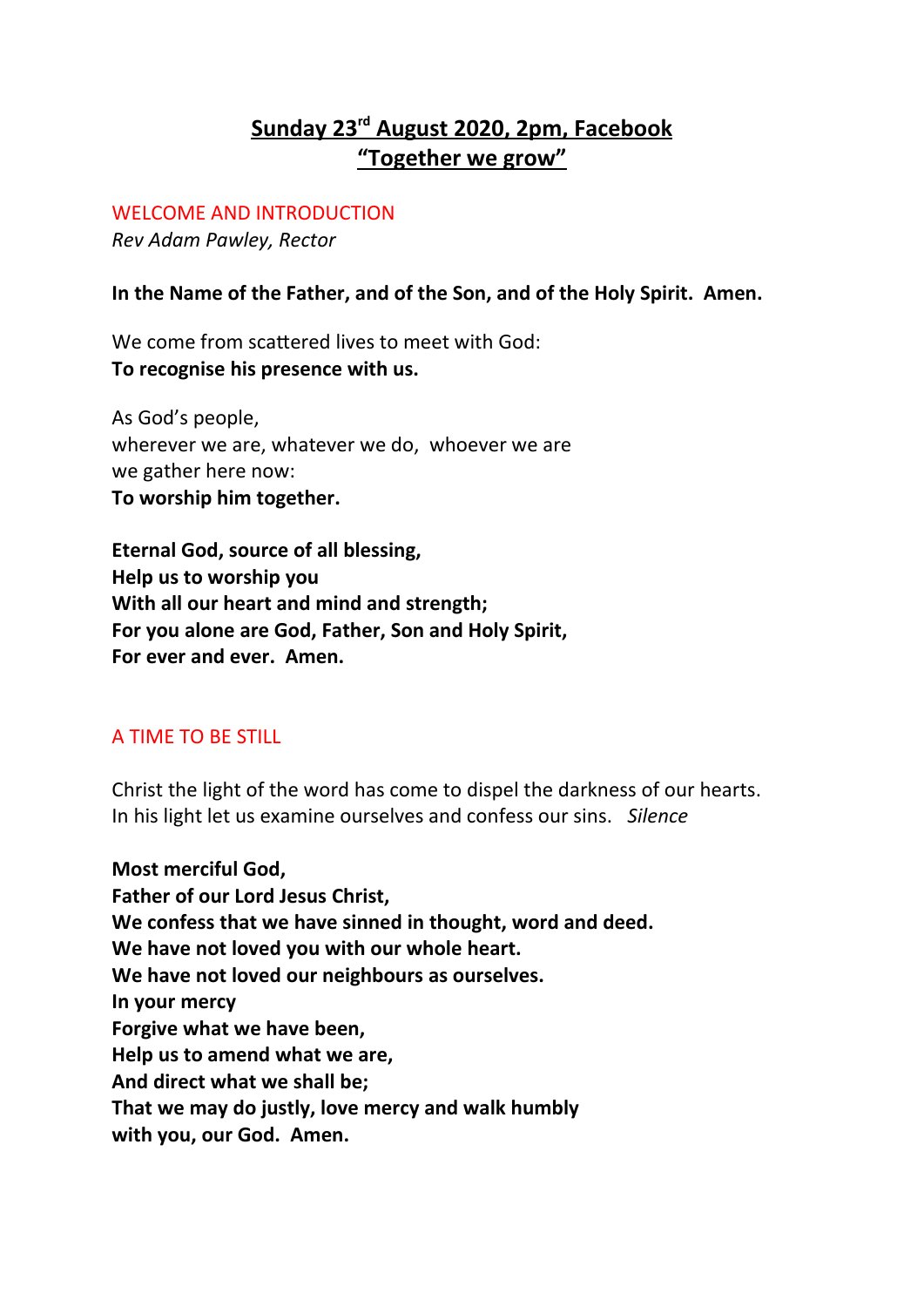# Sunday 23rd August 2020, 2pm, Facebook
# "Together we grow"

## WELCOME AND INTRODUCTION

*Rev Adam Pawley, Rector*

**In the Name of the Father, and of the Son, and of the Holy Spirit. Amen.**

We come from scattered lives to meet with God:
**To recognise his presence with us.**

As God's people,
wherever we are, whatever we do, whoever we are
we gather here now:
**To worship him together.**

**Eternal God, source of all blessing,**
**Help us to worship you**
**With all our heart and mind and strength;**
**For you alone are God, Father, Son and Holy Spirit,**
**For ever and ever. Amen.**

## A TIME TO BE STILL

Christ the light of the word has come to dispel the darkness of our hearts.
In his light let us examine ourselves and confess our sins. *Silence*

**Most merciful God,**
**Father of our Lord Jesus Christ,**
**We confess that we have sinned in thought, word and deed.**
**We have not loved you with our whole heart.**
**We have not loved our neighbours as ourselves.**
**In your mercy**
**Forgive what we have been,**
**Help us to amend what we are,**
**And direct what we shall be;**
**That we may do justly, love mercy and walk humbly**
**with you, our God. Amen.**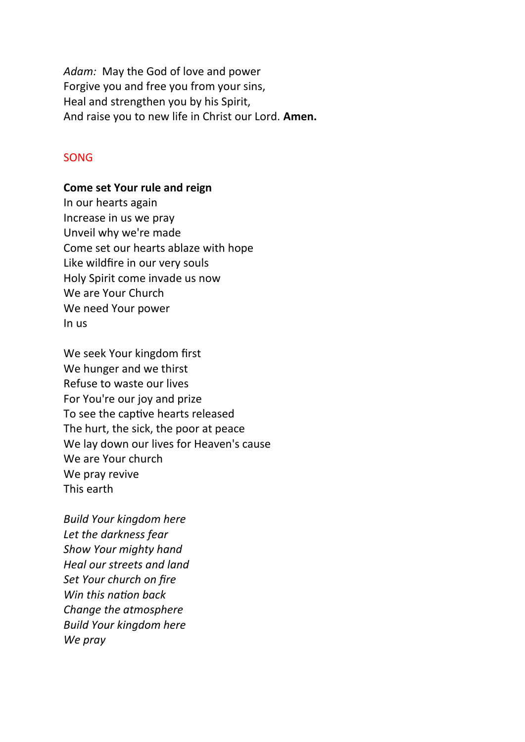*Adam:* May the God of love and power
Forgive you and free you from your sins,
Heal and strengthen you by his Spirit,
And raise you to new life in Christ our Lord. **Amen.**

SONG

**Come set Your rule and reign**
In our hearts again
Increase in us we pray
Unveil why we're made
Come set our hearts ablaze with hope
Like wildfire in our very souls
Holy Spirit come invade us now
We are Your Church
We need Your power
In us

We seek Your kingdom first
We hunger and we thirst
Refuse to waste our lives
For You're our joy and prize
To see the captive hearts released
The hurt, the sick, the poor at peace
We lay down our lives for Heaven's cause
We are Your church
We pray revive
This earth

*Build Your kingdom here*
*Let the darkness fear*
*Show Your mighty hand*
*Heal our streets and land*
*Set Your church on fire*
*Win this nation back*
*Change the atmosphere*
*Build Your kingdom here*
*We pray*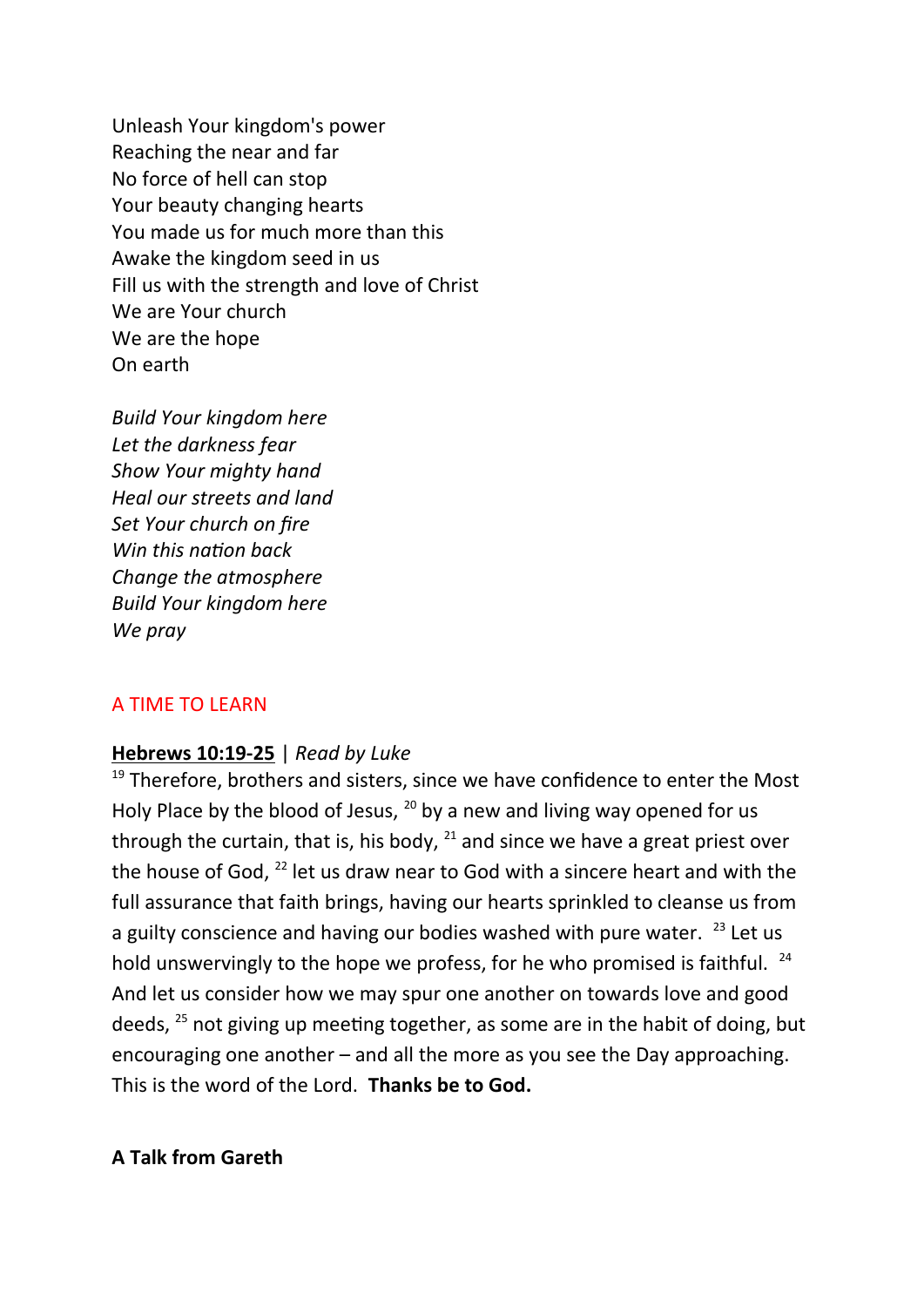Unleash Your kingdom's power
Reaching the near and far
No force of hell can stop
Your beauty changing hearts
You made us for much more than this
Awake the kingdom seed in us
Fill us with the strength and love of Christ
We are Your church
We are the hope
On earth

*Build Your kingdom here*
*Let the darkness fear*
*Show Your mighty hand*
*Heal our streets and land*
*Set Your church on fire*
*Win this nation back*
*Change the atmosphere*
*Build Your kingdom here*
*We pray*

## A TIME TO LEARN

**Hebrews 10:19-25** | *Read by Luke*

[19] Therefore, brothers and sisters, since we have confidence to enter the Most Holy Place by the blood of Jesus, [20] by a new and living way opened for us through the curtain, that is, his body, [21] and since we have a great priest over the house of God, [22] let us draw near to God with a sincere heart and with the full assurance that faith brings, having our hearts sprinkled to cleanse us from a guilty conscience and having our bodies washed with pure water. [23] Let us hold unswervingly to the hope we profess, for he who promised is faithful. [24] And let us consider how we may spur one another on towards love and good deeds, [25] not giving up meeting together, as some are in the habit of doing, but encouraging one another – and all the more as you see the Day approaching.
This is the word of the Lord. **Thanks be to God.**

**A Talk from Gareth**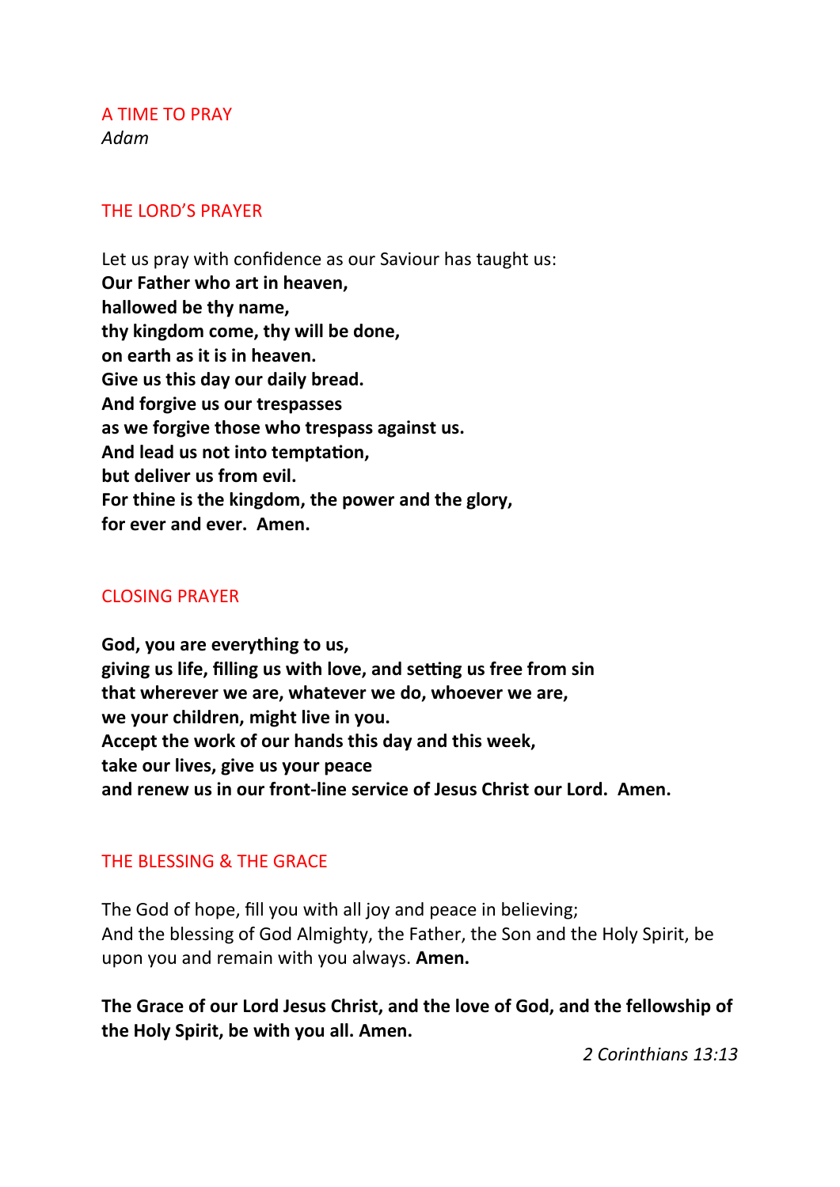## A TIME TO PRAY

*Adam*

## THE LORD'S PRAYER

Let us pray with confidence as our Saviour has taught us:
**Our Father who art in heaven,**
**hallowed be thy name,**
**thy kingdom come, thy will be done,**
**on earth as it is in heaven.**
**Give us this day our daily bread.**
**And forgive us our trespasses**
**as we forgive those who trespass against us.**
**And lead us not into temptation,**
**but deliver us from evil.**
**For thine is the kingdom, the power and the glory,**
**for ever and ever. Amen.**

## CLOSING PRAYER

**God, you are everything to us,**
**giving us life, filling us with love, and setting us free from sin**
**that wherever we are, whatever we do, whoever we are,**
**we your children, might live in you.**
**Accept the work of our hands this day and this week,**
**take our lives, give us your peace**
**and renew us in our front-line service of Jesus Christ our Lord. Amen.**

## THE BLESSING & THE GRACE

The God of hope, fill you with all joy and peace in believing;
And the blessing of God Almighty, the Father, the Son and the Holy Spirit, be upon you and remain with you always. **Amen.**

**The Grace of our Lord Jesus Christ, and the love of God, and the fellowship of the Holy Spirit, be with you all. Amen.**

*2 Corinthians 13:13*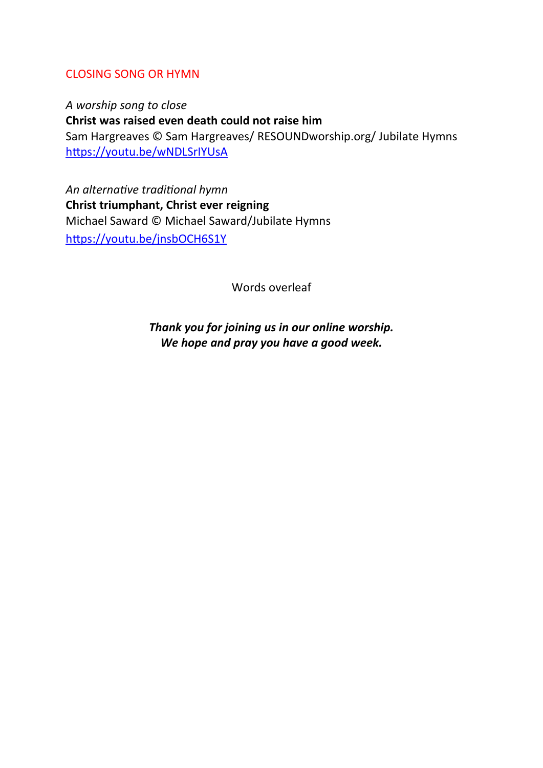## CLOSING SONG OR HYMN

*A worship song to close*
**Christ was raised even death could not raise him**
Sam Hargreaves © Sam Hargreaves/ RESOUNDworship.org/ Jubilate Hymns
https://youtu.be/wNDLSrIYUsA

*An alternative traditional hymn*
**Christ triumphant, Christ ever reigning**
Michael Saward © Michael Saward/Jubilate Hymns
https://youtu.be/jnsbOCH6S1Y

Words overleaf

***Thank you for joining us in our online worship.***
***We hope and pray you have a good week.***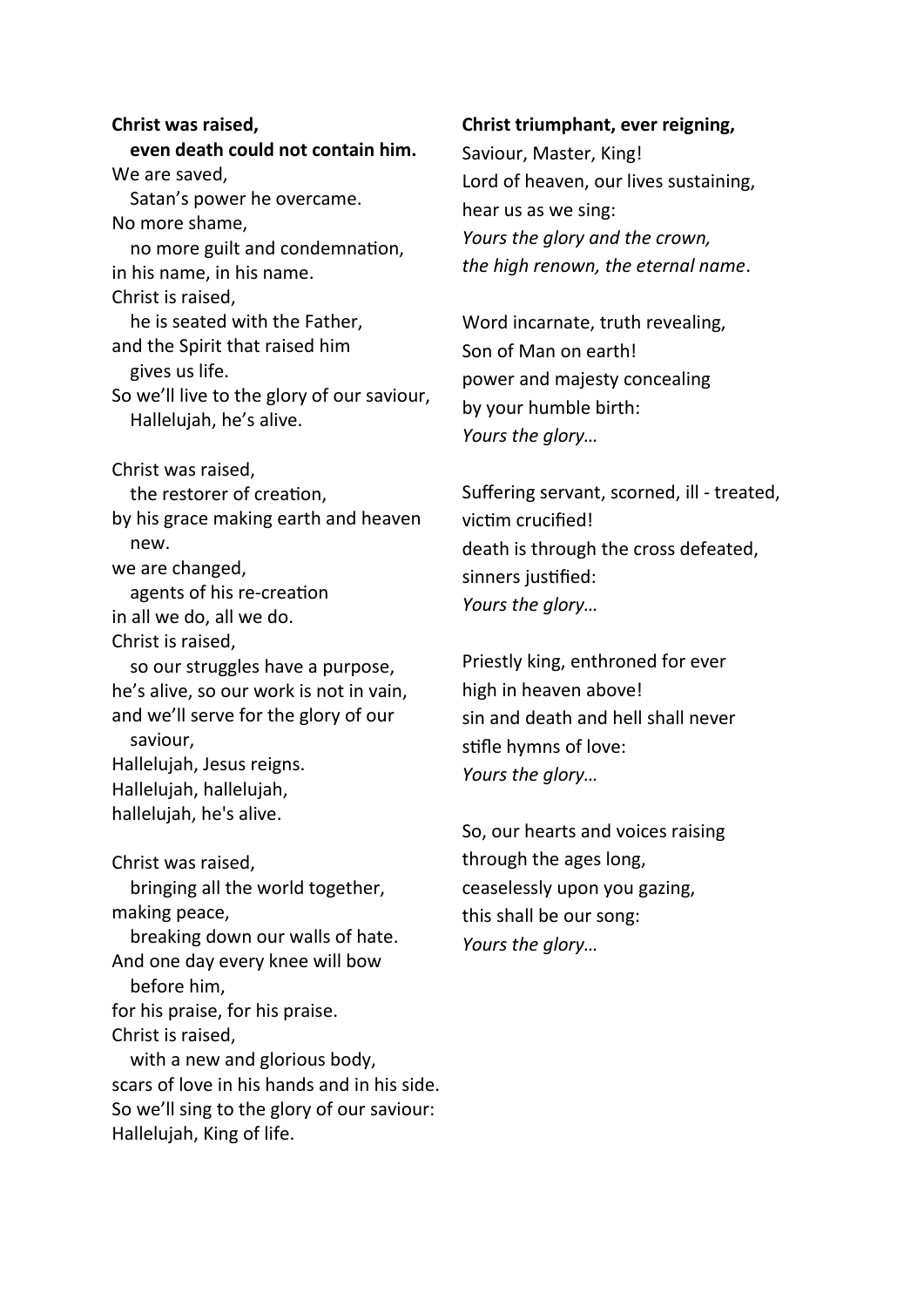**Christ was raised,**
**even death could not contain him.**
We are saved,
Satan's power he overcame.
No more shame,
no more guilt and condemnation,
in his name, in his name.
Christ is raised,
he is seated with the Father,
and the Spirit that raised him
gives us life.
So we'll live to the glory of our saviour,
Hallelujah, he's alive.

Christ was raised,
the restorer of creation,
by his grace making earth and heaven new.
we are changed,
agents of his re-creation
in all we do, all we do.
Christ is raised,
so our struggles have a purpose,
he's alive, so our work is not in vain,
and we'll serve for the glory of our saviour,
Hallelujah, Jesus reigns.
Hallelujah, hallelujah,
hallelujah, he's alive.

Christ was raised,
bringing all the world together,
making peace,
breaking down our walls of hate.
And one day every knee will bow before him,
for his praise, for his praise.
Christ is raised,
with a new and glorious body,
scars of love in his hands and in his side.
So we'll sing to the glory of our saviour:
Hallelujah, King of life.

**Christ triumphant, ever reigning,**
Saviour, Master, King!
Lord of heaven, our lives sustaining,
hear us as we sing:
*Yours the glory and the crown,*
*the high renown, the eternal name*.

Word incarnate, truth revealing,
Son of Man on earth!
power and majesty concealing
by your humble birth:
*Yours the glory…*

Suffering servant, scorned, ill - treated,
victim crucified!
death is through the cross defeated,
sinners justified:
*Yours the glory…*

Priestly king, enthroned for ever
high in heaven above!
sin and death and hell shall never
stifle hymns of love:
*Yours the glory…*

So, our hearts and voices raising
through the ages long,
ceaselessly upon you gazing,
this shall be our song:
*Yours the glory…*